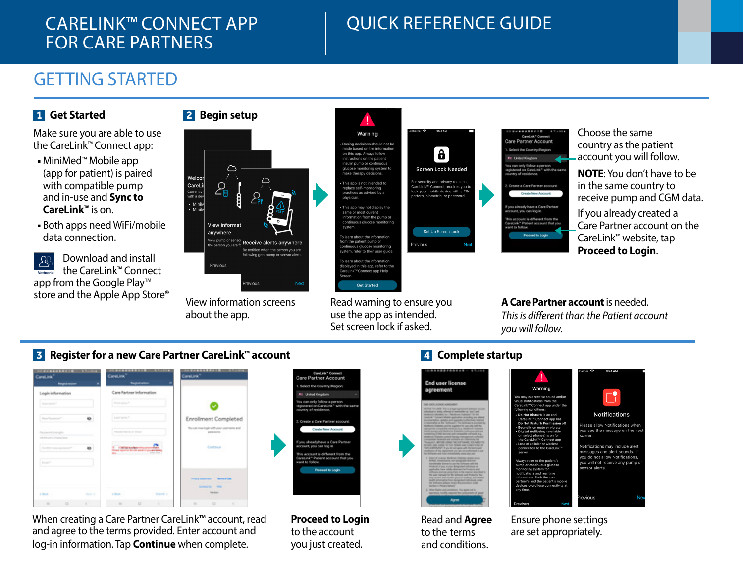# CARELINK™ CONNECT APP FOR CARE PARTNERS

# QUICK REFERENCE GUIDE

## GETTING STARTED

### 1 Get Started

Make sure you are able to use the CareLink™ Connect app:

- MiniMed™ Mobile app (app for patient) is paired with compatible pump and in-use and **Sync to CareLink™** is on.
- Both apps need WiFi/mobile data connection.

Download and install the CareLink™ Connect app from the Google Play™ store and the Apple App Store®

### 2 Begin setup

View information screens about the app.

Read warning to ensure you use the app as intended. Set screen lock if asked.

Choose the same country as the patient account you will follow.

**NOTE**: You don't have to be in the same country to receive pump and CGM data.

If you already created a Care Partner account on the CareLink™ website, tap **Proceed to Login**.

**A Care Partner account** is needed. *This is different than the Patient account you will follow.*

### 3 Register for a new Care Partner CareLink™ account

When creating a Care Partner CareLink™ account, read and agree to the terms provided. Enter account and log-in information. Tap **Continue** when complete.

**Proceed to Login** to the account you just created.

### 4 Complete startup

Read and **Agree** to the terms and conditions.

Ensure phone settings are set appropriately.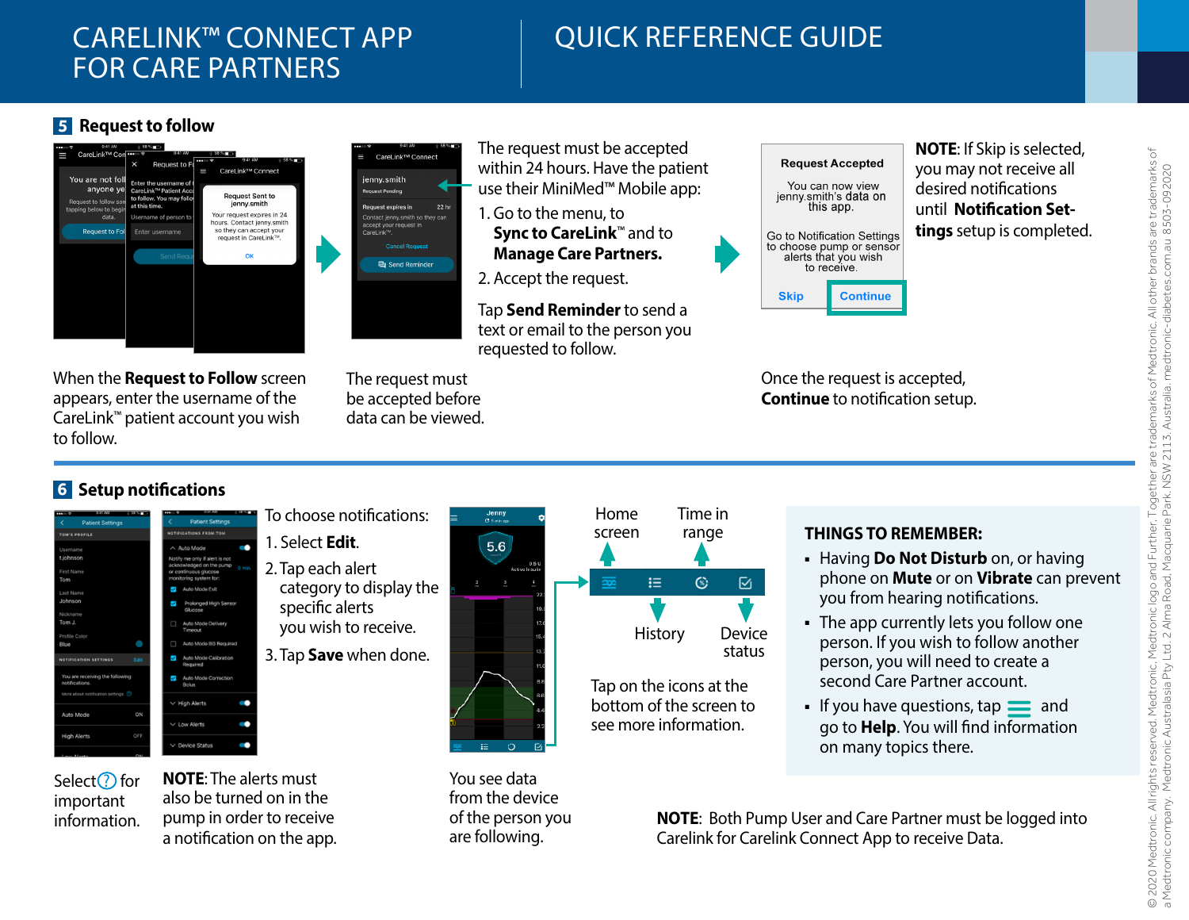# CARELINK™ CONNECT APP FOR CARE PARTNERS

# QUICK REFERENCE GUIDE

## 5 Request to follow

When the **Request to Follow** screen appears, enter the username of the CareLink™ patient account you wish to follow.

The request must be accepted before data can be viewed.

The request must be accepted within 24 hours. Have the patient use their MiniMed™ Mobile app:

1. Go to the menu, to **Sync to CareLink**™ and to **Manage Care Partners.**
2. Accept the request.

Tap **Send Reminder** to send a text or email to the person you requested to follow.

Request Accepted

You can now view jenny.smith's data on this app.

Go to Notification Settings to choose pump or sensor alerts that you wish to receive.

Skip | Continue

**NOTE**: If Skip is selected, you may not receive all desired notifications until **Notification Settings** setup is completed.

Once the request is accepted, **Continue** to notification setup.

## 6 Setup notifications

Select ⓘ for important information.

**NOTE**: The alerts must also be turned on in the pump in order to receive a notification on the app.

To choose notifications:

1. Select **Edit**.
2. Tap each alert category to display the specific alerts you wish to receive.
3. Tap **Save** when done.

You see data from the device of the person you are following.

Home screen

Time in range

History

Device status

Tap on the icons at the bottom of the screen to see more information.

### THINGS TO REMEMBER:

- Having **Do Not Disturb** on, or having phone on **Mute** or on **Vibrate** can prevent you from hearing notifications.
- The app currently lets you follow one person. If you wish to follow another person, you will need to create a second Care Partner account.
- If you have questions, tap ☰ and go to **Help**. You will find information on many topics there.

**NOTE**: Both Pump User and Care Partner must be logged into Carelink for Carelink Connect App to receive Data.

© 2020 Medtronic. All rights reserved. Medtronic, Medtronic logo and Further, Together are trademarks of Medtronic. All other brands are trademarks of a Medtronic company. Medtronic Australasia Pty Ltd. 2 Alma Road, Macquarie Park. NSW 2113. Australia. medtronic-diabetes.com.au 8503-092020